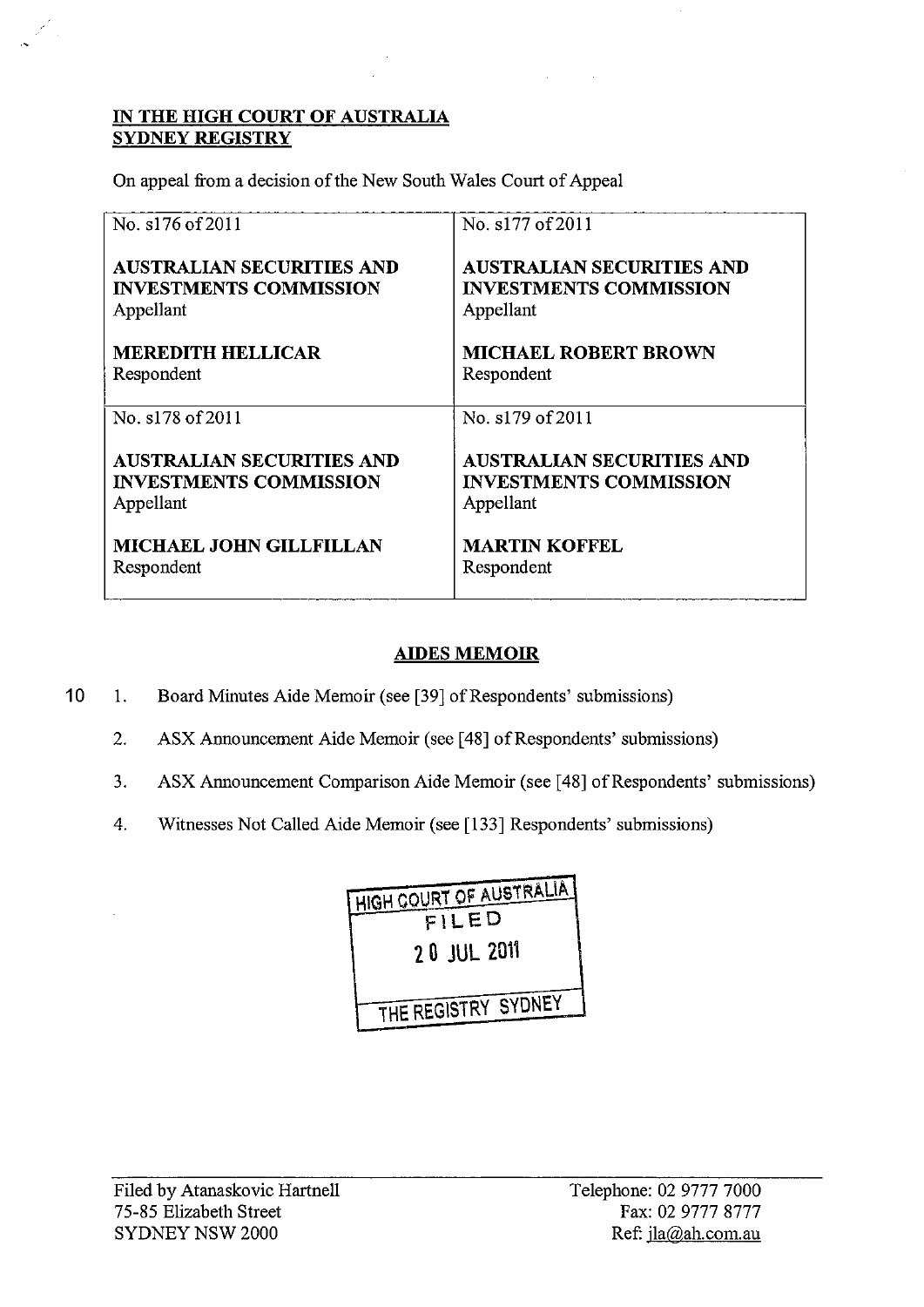**IN THE HIGH COURT OF AUSTRALIA**
**SYDNEY REGISTRY**

On appeal from a decision of the New South Wales Court of Appeal

| No. s176 of 2011 | No. s177 of 2011 |
|---|---|
| **AUSTRALIAN SECURITIES AND INVESTMENTS COMMISSION**<br>Appellant<br><br>**MEREDITH HELLICAR**<br>Respondent | **AUSTRALIAN SECURITIES AND INVESTMENTS COMMISSION**<br>Appellant<br><br>**MICHAEL ROBERT BROWN**<br>Respondent |
| No. s178 of 2011 | No. s179 of 2011 |
| **AUSTRALIAN SECURITIES AND INVESTMENTS COMMISSION**<br>Appellant<br><br>**MICHAEL JOHN GILLFILLAN**<br>Respondent | **AUSTRALIAN SECURITIES AND INVESTMENTS COMMISSION**<br>Appellant<br><br>**MARTIN KOFFEL**<br>Respondent |

## AIDES MEMOIR

1. Board Minutes Aide Memoir (see [39] of Respondents' submissions)
2. ASX Announcement Aide Memoir (see [48] of Respondents' submissions)
3. ASX Announcement Comparison Aide Memoir (see [48] of Respondents' submissions)
4. Witnesses Not Called Aide Memoir (see [133] Respondents' submissions)

HIGH COURT OF AUSTRALIA
FILED
20 JUL 2011
THE REGISTRY SYDNEY

Filed by Atanaskovic Hartnell
75-85 Elizabeth Street
SYDNEY NSW 2000

Telephone: 02 9777 7000
Fax: 02 9777 8777
Ref: jla@ah.com.au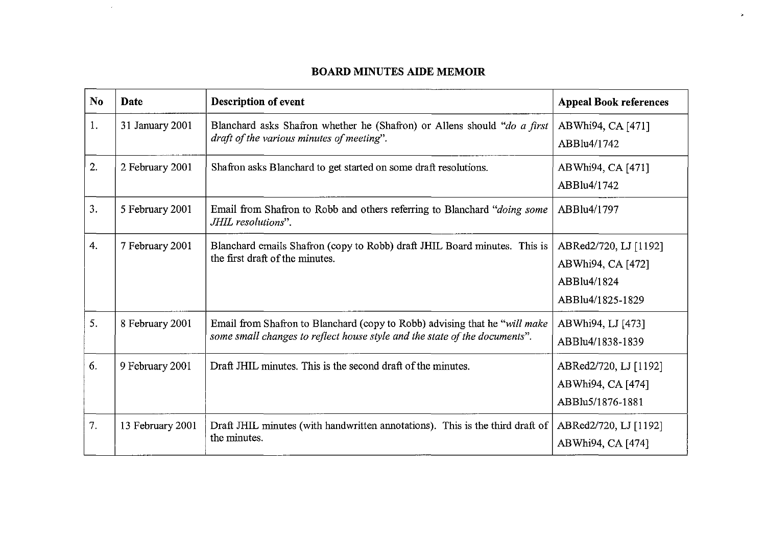**BOARD MINUTES AIDE MEMOIR**

| No | Date | Description of event | Appeal Book references |
|---|---|---|---|
| 1. | 31 January 2001 | Blanchard asks Shafron whether he (Shafron) or Allens should *"do a first draft of the various minutes of meeting"*. | ABWhi94, CA [471]<br>ABBlu4/1742 |
| 2. | 2 February 2001 | Shafron asks Blanchard to get started on some draft resolutions. | ABWhi94, CA [471]<br>ABBlu4/1742 |
| 3. | 5 February 2001 | Email from Shafron to Robb and others referring to Blanchard *"doing some JHIL resolutions"*. | ABBlu4/1797 |
| 4. | 7 February 2001 | Blanchard emails Shafron (copy to Robb) draft JHIL Board minutes. This is the first draft of the minutes. | ABRed2/720, LJ [1192]<br>ABWhi94, CA [472]<br>ABBlu4/1824<br>ABBlu4/1825-1829 |
| 5. | 8 February 2001 | Email from Shafron to Blanchard (copy to Robb) advising that he *"will make some small changes to reflect house style and the state of the documents"*. | ABWhi94, LJ [473]<br>ABBlu4/1838-1839 |
| 6. | 9 February 2001 | Draft JHIL minutes. This is the second draft of the minutes. | ABRed2/720, LJ [1192]<br>ABWhi94, CA [474]<br>ABBlu5/1876-1881 |
| 7. | 13 February 2001 | Draft JHIL minutes (with handwritten annotations). This is the third draft of the minutes. | ABRed2/720, LJ [1192]<br>ABWhi94, CA [474] |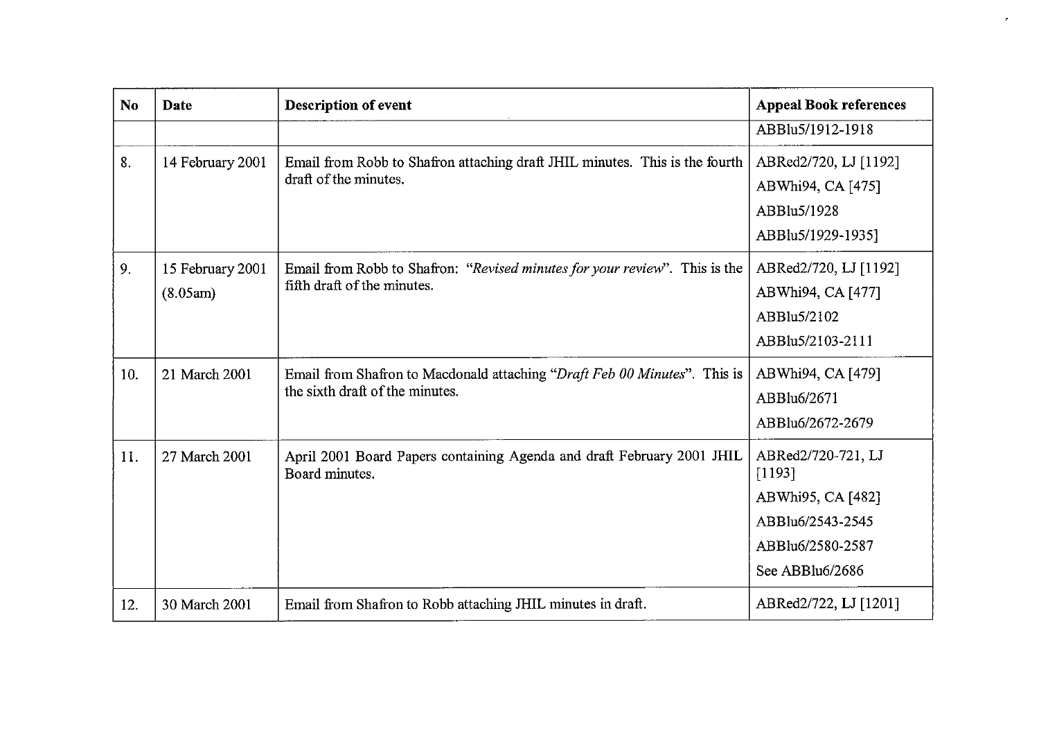| No | Date | Description of event | Appeal Book references |
|---|---|---|---|
| | | | ABBlu5/1912-1918 |
| 8. | 14 February 2001 | Email from Robb to Shafron attaching draft JHIL minutes. This is the fourth draft of the minutes. | ABRed2/720, LJ [1192]<br>ABWhi94, CA [475]<br>ABBlu5/1928<br>ABBlu5/1929-1935] |
| 9. | 15 February 2001 (8.05am) | Email from Robb to Shafron: *"Revised minutes for your review"*. This is the fifth draft of the minutes. | ABRed2/720, LJ [1192]<br>ABWhi94, CA [477]<br>ABBlu5/2102<br>ABBlu5/2103-2111 |
| 10. | 21 March 2001 | Email from Shafron to Macdonald attaching *"Draft Feb 00 Minutes"*. This is the sixth draft of the minutes. | ABWhi94, CA [479]<br>ABBlu6/2671<br>ABBlu6/2672-2679 |
| 11. | 27 March 2001 | April 2001 Board Papers containing Agenda and draft February 2001 JHIL Board minutes. | ABRed2/720-721, LJ [1193]<br>ABWhi95, CA [482]<br>ABBlu6/2543-2545<br>ABBlu6/2580-2587<br>See ABBlu6/2686 |
| 12. | 30 March 2001 | Email from Shafron to Robb attaching JHIL minutes in draft. | ABRed2/722, LJ [1201] |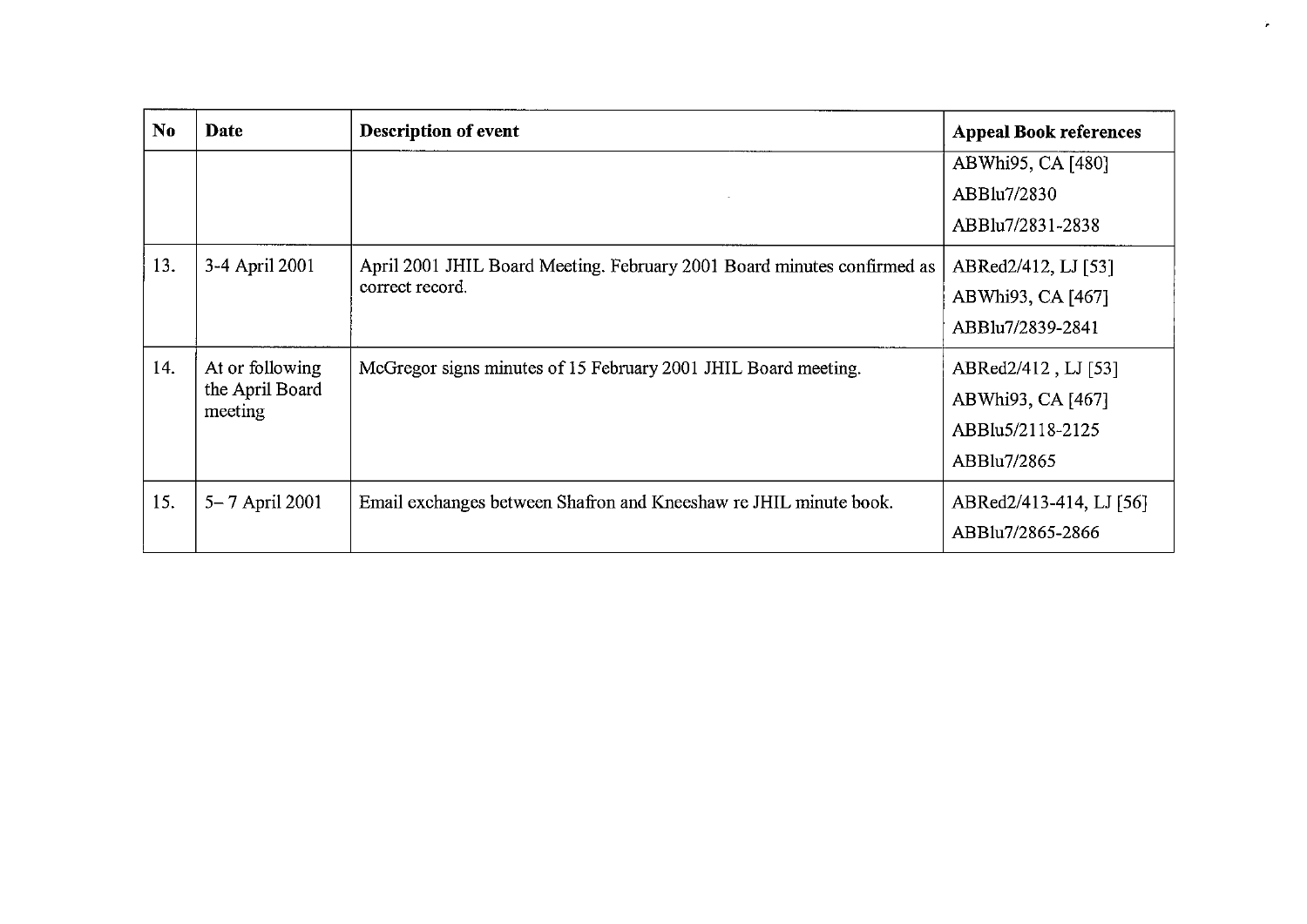| No | Date | Description of event | Appeal Book references |
|---|---|---|---|
| | | | ABWhi95, CA [480]<br>ABBlu7/2830<br>ABBlu7/2831-2838 |
| 13. | 3-4 April 2001 | April 2001 JHIL Board Meeting. February 2001 Board minutes confirmed as correct record. | ABRed2/412, LJ [53]<br>ABWhi93, CA [467]<br>ABBlu7/2839-2841 |
| 14. | At or following the April Board meeting | McGregor signs minutes of 15 February 2001 JHIL Board meeting. | ABRed2/412 , LJ [53]<br>ABWhi93, CA [467]<br>ABBlu5/2118-2125<br>ABBlu7/2865 |
| 15. | 5– 7 April 2001 | Email exchanges between Shafron and Kneeshaw re JHIL minute book. | ABRed2/413-414, LJ [56]<br>ABBlu7/2865-2866 |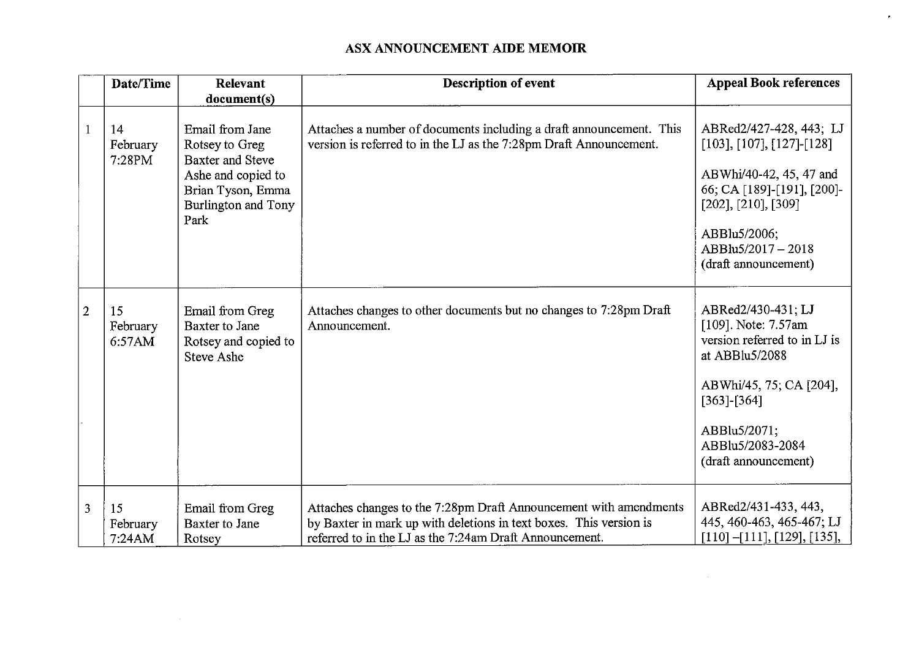# ASX ANNOUNCEMENT AIDE MEMOIR

| | Date/Time | Relevant document(s) | Description of event | Appeal Book references |
|---|---|---|---|---|
| 1 | 14 February 7:28PM | Email from Jane Rotsey to Greg Baxter and Steve Ashe and copied to Brian Tyson, Emma Burlington and Tony Park | Attaches a number of documents including a draft announcement. This version is referred to in the LJ as the 7:28pm Draft Announcement. | ABRed2/427-428, 443; LJ [103], [107], [127]-[128]<br><br>ABWhi/40-42, 45, 47 and 66; CA [189]-[191], [200]-[202], [210], [309]<br><br>ABBlu5/2006; ABBlu5/2017 – 2018 (draft announcement) |
| 2 | 15 February 6:57AM | Email from Greg Baxter to Jane Rotsey and copied to Steve Ashe | Attaches changes to other documents but no changes to 7:28pm Draft Announcement. | ABRed2/430-431; LJ [109]. Note: 7.57am version referred to in LJ is at ABBlu5/2088<br><br>ABWhi/45, 75; CA [204], [363]-[364]<br><br>ABBlu5/2071; ABBlu5/2083-2084 (draft announcement) |
| 3 | 15 February 7:24AM | Email from Greg Baxter to Jane Rotsey | Attaches changes to the 7:28pm Draft Announcement with amendments by Baxter in mark up with deletions in text boxes. This version is referred to in the LJ as the 7:24am Draft Announcement. | ABRed2/431-433, 443, 445, 460-463, 465-467; LJ [110] –[111], [129], [135], |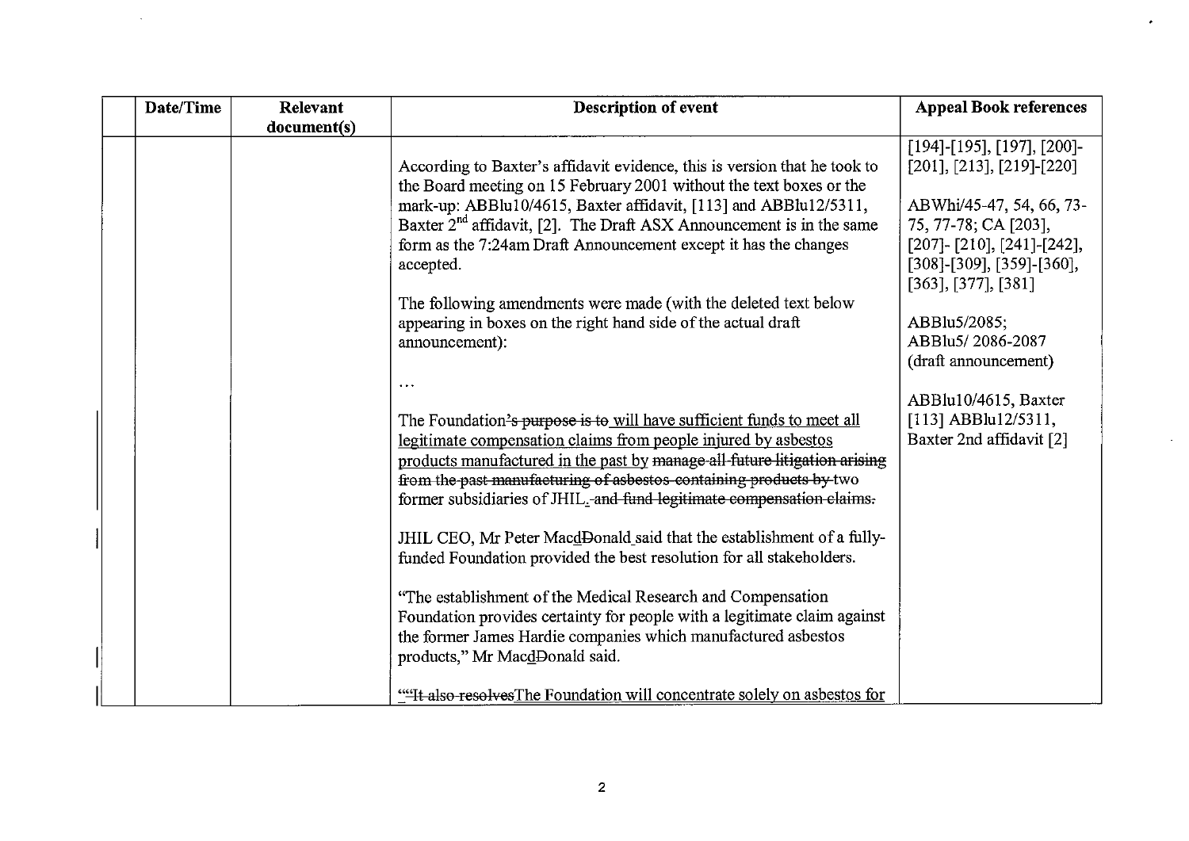| | Date/Time | Relevant document(s) | Description of event | Appeal Book references |
|---|---|---|---|---|
| | | | According to Baxter's affidavit evidence, this is version that he took to the Board meeting on 15 February 2001 without the text boxes or the mark-up: ABBlu10/4615, Baxter affidavit, [113] and ABBlu12/5311, Baxter 2nd affidavit, [2]. The Draft ASX Announcement is in the same form as the 7:24am Draft Announcement except it has the changes accepted.<br><br>The following amendments were made (with the deleted text below appearing in boxes on the right hand side of the actual draft announcement):<br><br>…<br><br>The Foundation~~'s purpose is to~~ <u>will have sufficient funds to meet all legitimate compensation claims from people injured by asbestos products manufactured in the past by</u> ~~manage all future litigation arising from the past manufacturing of asbestos-containing products by~~ two former subsidiaries of JHIL<u>.</u> ~~and fund legitimate compensation claims.~~<br><br>JHIL CEO, Mr Peter Mac<u>d</u>~~D~~onald said that the establishment of a fully-funded Foundation provided the best resolution for all stakeholders.<br><br>"The establishment of the Medical Research and Compensation Foundation provides certainty for people with a legitimate claim against the former James Hardie companies which manufactured asbestos products," Mr Mac<u>d</u>~~D~~onald said.<br><br><u>"</u>~~"It also resolves~~<u>The Foundation will concentrate solely on asbestos for</u> | [194]-[195], [197], [200]-[201], [213], [219]-[220]<br><br>ABWhi/45-47, 54, 66, 73-75, 77-78; CA [203], [207]- [210], [241]-[242], [308]-[309], [359]-[360], [363], [377], [381]<br><br>ABBlu5/2085; ABBlu5/ 2086-2087 (draft announcement)<br><br>ABBlu10/4615, Baxter [113] ABBlu12/5311, Baxter 2nd affidavit [2] |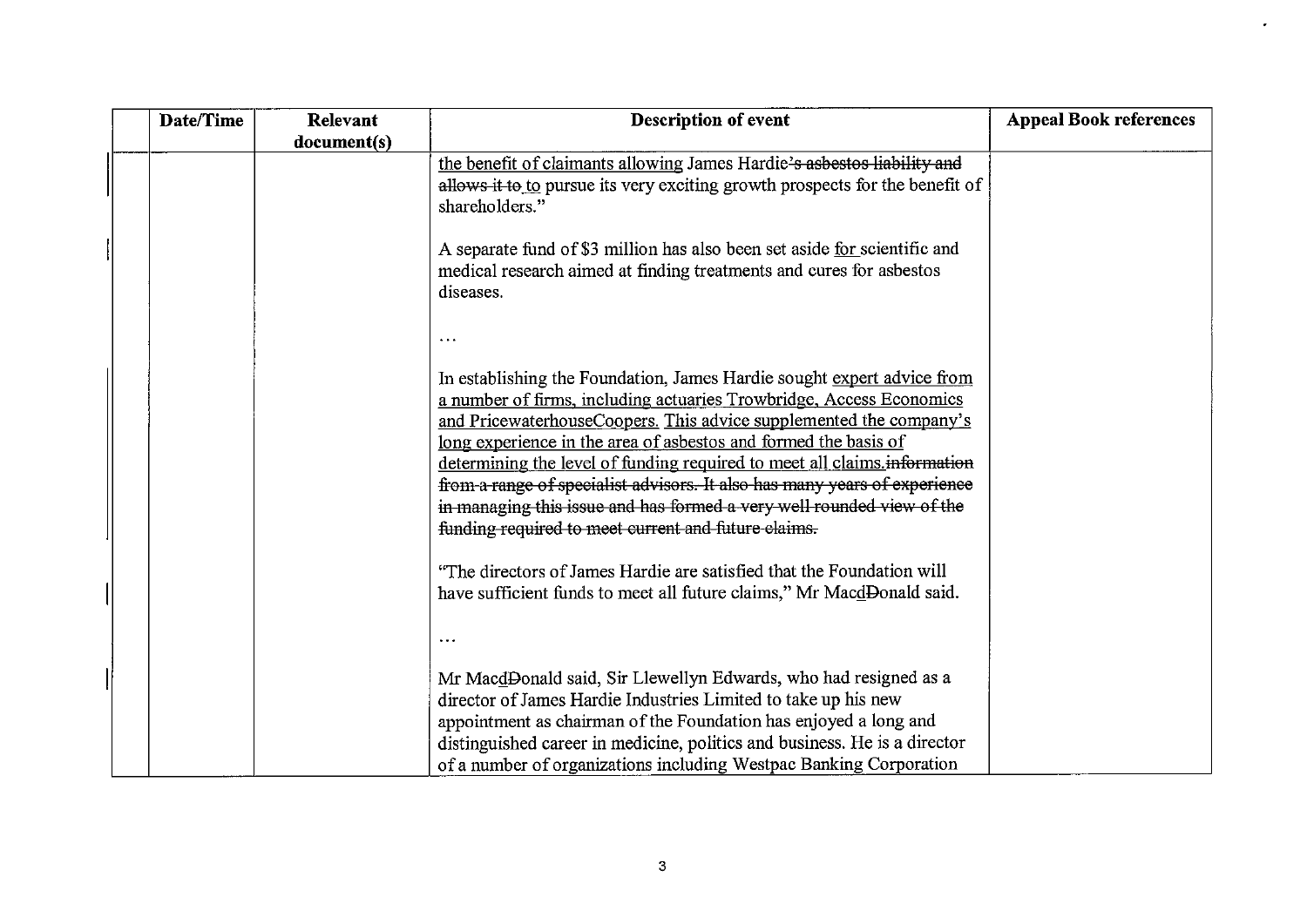| Date/Time | Relevant document(s) | Description of event | Appeal Book references |
|---|---|---|---|
| | | the benefit of claimants allowing James Hardie~~'s asbestos liability and allows it to~~ to pursue its very exciting growth prospects for the benefit of shareholders."<br><br>A separate fund of $3 million has also been set aside for scientific and medical research aimed at finding treatments and cures for asbestos diseases.<br><br>…<br><br>In establishing the Foundation, James Hardie sought expert advice from a number of firms, including actuaries Trowbridge, Access Economics and PricewaterhouseCoopers. This advice supplemented the company's long experience in the area of asbestos and formed the basis of determining the level of funding required to meet all claims.~~information from a range of specialist advisors. It also has many years of experience in managing this issue and has formed a very well rounded view of the funding required to meet current and future claims.~~<br><br>"The directors of James Hardie are satisfied that the Foundation will have sufficient funds to meet all future claims," Mr Macd~~D~~onald said.<br><br>…<br><br>Mr Macd~~D~~onald said, Sir Llewellyn Edwards, who had resigned as a director of James Hardie Industries Limited to take up his new appointment as chairman of the Foundation has enjoyed a long and distinguished career in medicine, politics and business. He is a director of a number of organizations including Westpac Banking Corporation | |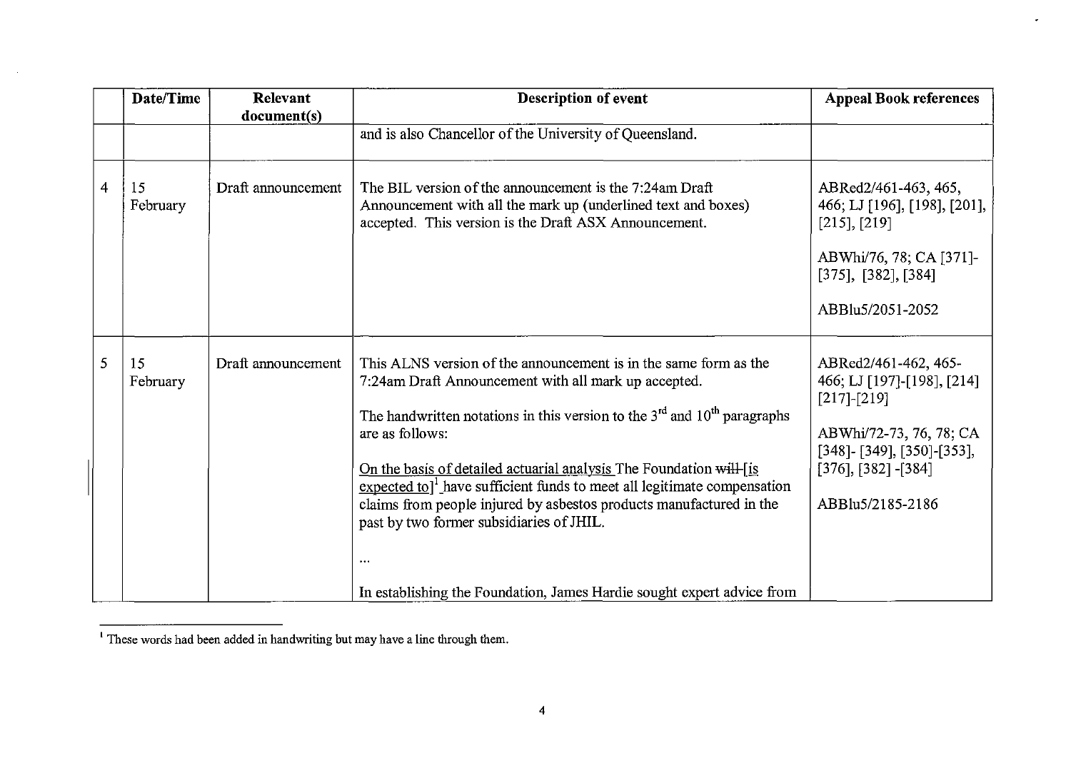| | Date/Time | Relevant document(s) | Description of event | Appeal Book references |
|---|---|---|---|---|
| | | | and is also Chancellor of the University of Queensland. | |
| 4 | 15 February | Draft announcement | The BIL version of the announcement is the 7:24am Draft Announcement with all the mark up (underlined text and boxes) accepted. This version is the Draft ASX Announcement. | ABRed2/461-463, 465, 466; LJ [196], [198], [201], [215], [219]<br><br>ABWhi/76, 78; CA [371]-[375], [382], [384]<br><br>ABBlu5/2051-2052 |
| 5 | 15 February | Draft announcement | This ALNS version of the announcement is in the same form as the 7:24am Draft Announcement with all mark up accepted.<br><br>The handwritten notations in this version to the 3rd and 10th paragraphs are as follows:<br><br><u>On the basis of detailed actuarial analysis</u> The Foundation ~~will~~ [<u>is expected to</u>][1] have sufficient funds to meet all legitimate compensation claims from people injured by asbestos products manufactured in the past by two former subsidiaries of JHIL.<br><br>...<br><br>In establishing the Foundation, James Hardie sought expert advice from | ABRed2/461-462, 465-466; LJ [197]-[198], [214] [217]-[219]<br><br>ABWhi/72-73, 76, 78; CA [348]- [349], [350]-[353], [376], [382] -[384]<br><br>ABBlu5/2185-2186 |

[1] These words had been added in handwriting but may have a line through them.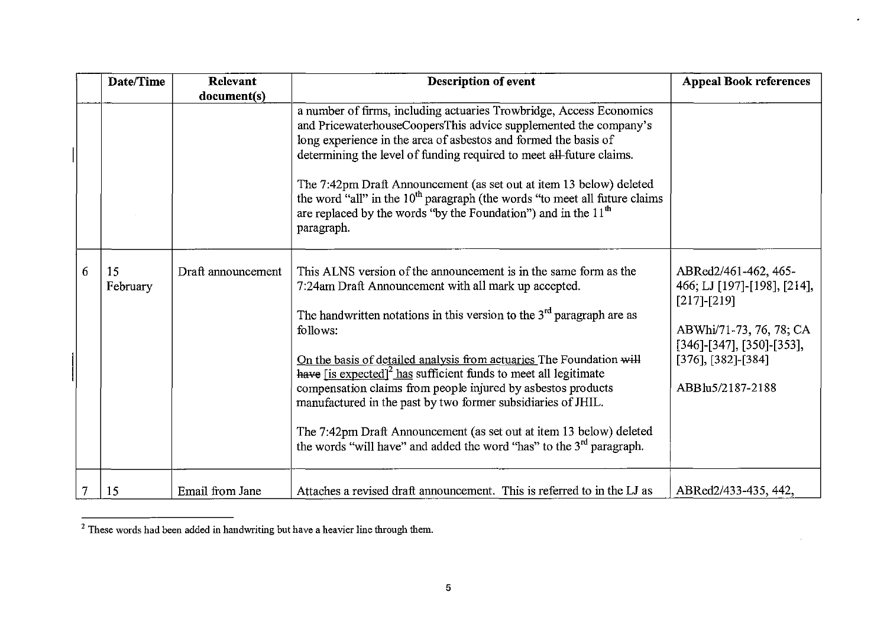| | Date/Time | Relevant document(s) | Description of event | Appeal Book references |
|---|---|---|---|---|
| | | | a number of firms, including actuaries Trowbridge, Access Economics and PricewaterhouseCoopersThis advice supplemented the company's long experience in the area of asbestos and formed the basis of determining the level of funding required to meet ~~all~~ future claims.<br><br>The 7:42pm Draft Announcement (as set out at item 13 below) deleted the word "all" in the 10th paragraph (the words "to meet all future claims are replaced by the words "by the Foundation") and in the 11th paragraph. | |
| 6 | 15 February | Draft announcement | This ALNS version of the announcement is in the same form as the 7:24am Draft Announcement with all mark up accepted.<br><br>The handwritten notations in this version to the 3rd paragraph are as follows:<br><br><u>On the basis of detailed analysis from actuaries</u> The Foundation ~~will have~~ [is expected][2] <u>has</u> sufficient funds to meet all legitimate compensation claims from people injured by asbestos products manufactured in the past by two former subsidiaries of JHIL.<br><br>The 7:42pm Draft Announcement (as set out at item 13 below) deleted the words "will have" and added the word "has" to the 3rd paragraph. | ABRed2/461-462, 465-466; LJ [197]-[198], [214], [217]-[219]<br><br>ABWhi/71-73, 76, 78; CA [346]-[347], [350]-[353], [376], [382]-[384]<br><br>ABBlu5/2187-2188 |
| 7 | 15 | Email from Jane | Attaches a revised draft announcement. This is referred to in the LJ as | ABRed2/433-435, 442, |

[2] These words had been added in handwriting but have a heavier line through them.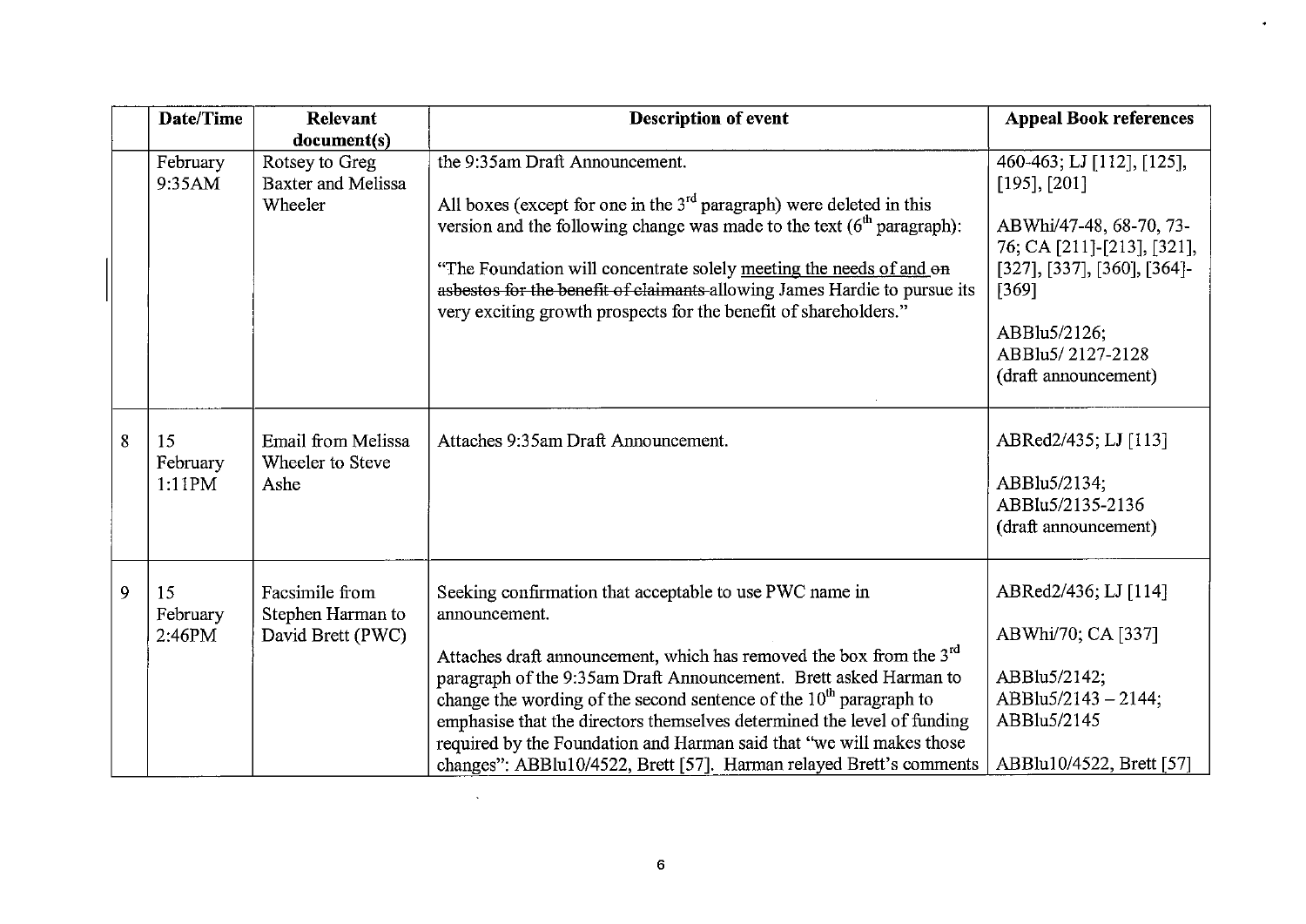| | Date/Time | Relevant document(s) | Description of event | Appeal Book references |
|---|---|---|---|---|
| | February 9:35AM | Rotsey to Greg Baxter and Melissa Wheeler | the 9:35am Draft Announcement.<br><br>All boxes (except for one in the 3rd paragraph) were deleted in this version and the following change was made to the text (6th paragraph):<br><br>"The Foundation will concentrate solely meeting the needs of and ~~on asbestos for the benefit of claimants~~ allowing James Hardie to pursue its very exciting growth prospects for the benefit of shareholders." | 460-463; LJ [112], [125], [195], [201]<br><br>ABWhi/47-48, 68-70, 73-76; CA [211]-[213], [321], [327], [337], [360], [364]-[369]<br><br>ABBlu5/2126; ABBlu5/ 2127-2128 (draft announcement) |
| 8 | 15 February 1:11PM | Email from Melissa Wheeler to Steve Ashe | Attaches 9:35am Draft Announcement. | ABRed2/435; LJ [113]<br><br>ABBlu5/2134; ABBlu5/2135-2136 (draft announcement) |
| 9 | 15 February 2:46PM | Facsimile from Stephen Harman to David Brett (PWC) | Seeking confirmation that acceptable to use PWC name in announcement.<br><br>Attaches draft announcement, which has removed the box from the 3rd paragraph of the 9:35am Draft Announcement. Brett asked Harman to change the wording of the second sentence of the 10th paragraph to emphasise that the directors themselves determined the level of funding required by the Foundation and Harman said that "we will makes those changes": ABBlu10/4522, Brett [57]. Harman relayed Brett's comments | ABRed2/436; LJ [114]<br><br>ABWhi/70; CA [337]<br><br>ABBlu5/2142; ABBlu5/2143 – 2144; ABBlu5/2145<br><br>ABBlu10/4522, Brett [57] |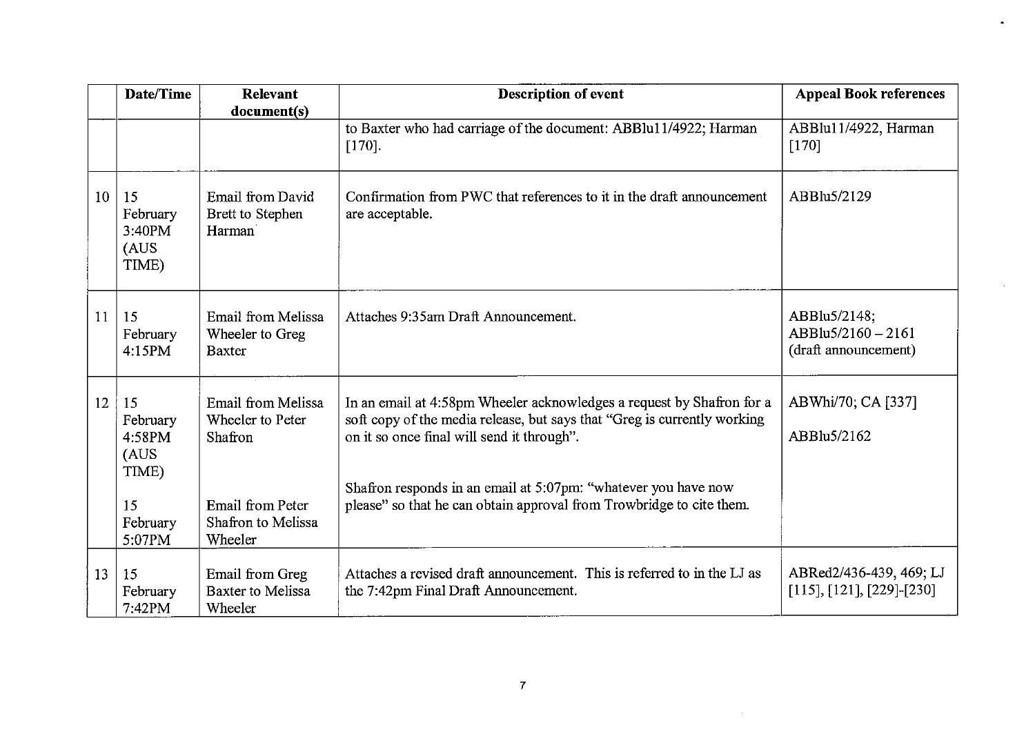| | Date/Time | Relevant document(s) | Description of event | Appeal Book references |
|---|---|---|---|---|
| | | | to Baxter who had carriage of the document: ABBlu11/4922; Harman [170]. | ABBlu11/4922, Harman [170] |
| 10 | 15 February 3:40PM (AUS TIME) | Email from David Brett to Stephen Harman | Confirmation from PWC that references to it in the draft announcement are acceptable. | ABBlu5/2129 |
| 11 | 15 February 4:15PM | Email from Melissa Wheeler to Greg Baxter | Attaches 9:35am Draft Announcement. | ABBlu5/2148; ABBlu5/2160 – 2161 (draft announcement) |
| 12 | 15 February 4:58PM (AUS TIME)<br><br>15 February 5:07PM | Email from Melissa Wheeler to Peter Shafron<br><br>Email from Peter Shafron to Melissa Wheeler | In an email at 4:58pm Wheeler acknowledges a request by Shafron for a soft copy of the media release, but says that "Greg is currently working on it so once final will send it through".<br><br>Shafron responds in an email at 5:07pm: "whatever you have now please" so that he can obtain approval from Trowbridge to cite them. | ABWhi/70; CA [337]<br><br>ABBlu5/2162 |
| 13 | 15 February 7:42PM | Email from Greg Baxter to Melissa Wheeler | Attaches a revised draft announcement. This is referred to in the LJ as the 7:42pm Final Draft Announcement. | ABRed2/436-439, 469; LJ [115], [121], [229]-[230] |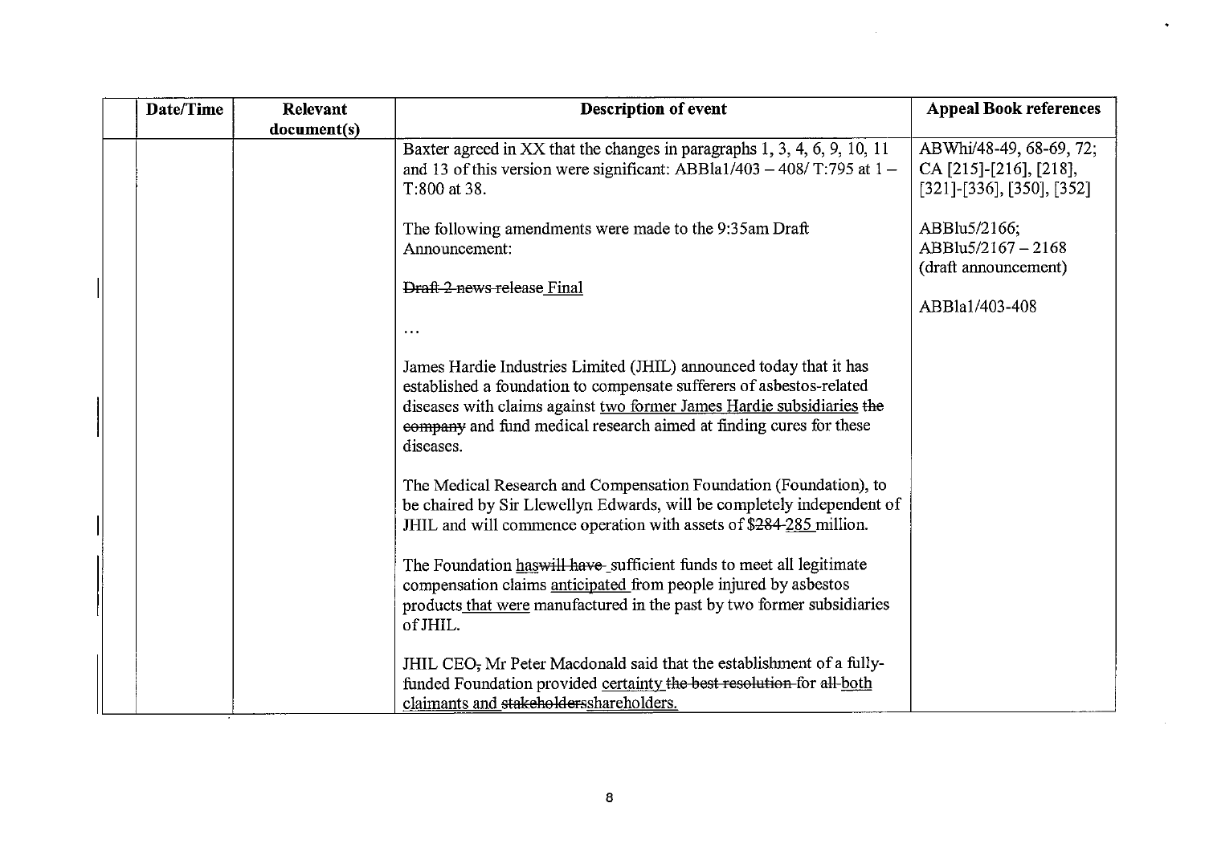| | Date/Time | Relevant document(s) | Description of event | Appeal Book references |
|---|---|---|---|---|
| | | | Baxter agreed in XX that the changes in paragraphs 1, 3, 4, 6, 9, 10, 11 and 13 of this version were significant: ABBla1/403 – 408/ T:795 at 1 – T:800 at 38.<br><br>The following amendments were made to the 9:35am Draft Announcement:<br><br>~~Draft 2 news release~~ <u>Final</u><br><br>…<br><br>James Hardie Industries Limited (JHIL) announced today that it has established a foundation to compensate sufferers of asbestos-related diseases with claims against <u>two former James Hardie subsidiaries</u> ~~the company~~ and fund medical research aimed at finding cures for these diseases.<br><br>The Medical Research and Compensation Foundation (Foundation), to be chaired by Sir Llewellyn Edwards, will be completely independent of JHIL and will commence operation with assets of $~~284~~ <u>285</u> million.<br><br>The Foundation <u>has</u>~~will have~~ sufficient funds to meet all legitimate compensation claims <u>anticipated</u> from people injured by asbestos products <u>that were</u> manufactured in the past by two former subsidiaries of JHIL.<br><br>JHIL CEO~~,~~ Mr Peter Macdonald said that the establishment of a fully-funded Foundation provided <u>certainty</u> ~~the best resolution~~ for ~~all~~ <u>both claimants and</u> ~~stakeholders~~<u>shareholders.</u> | ABWhi/48-49, 68-69, 72; CA [215]-[216], [218], [321]-[336], [350], [352]<br><br>ABBlu5/2166; ABBlu5/2167 – 2168 (draft announcement)<br><br>ABBla1/403-408 |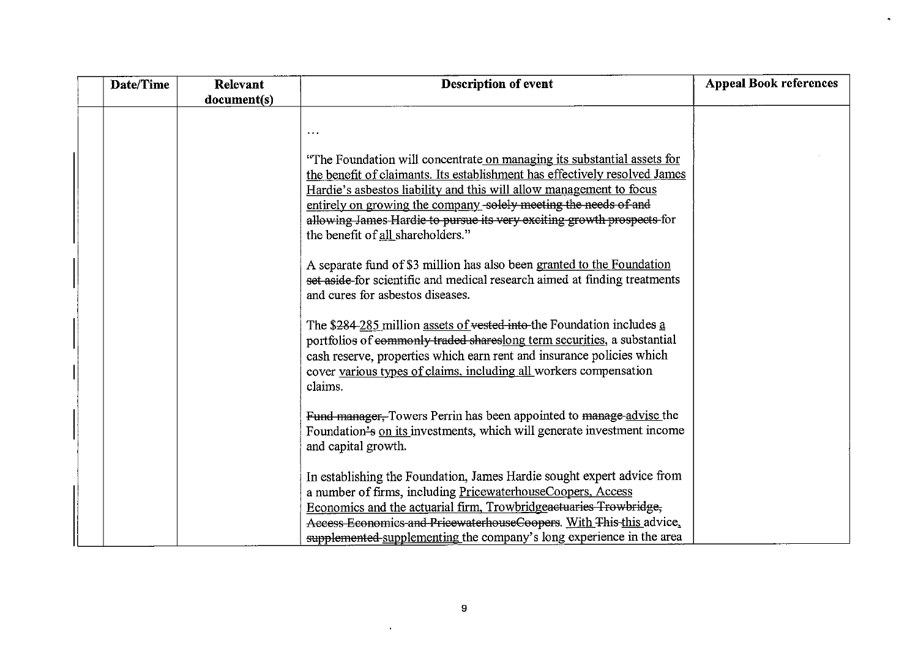| | Date/Time | Relevant document(s) | Description of event | Appeal Book references |
|---|---|---|---|---|
| | | | …<br><br>"The Foundation will concentrate<u> on managing its substantial assets for the benefit of claimants. Its establishment has effectively resolved James Hardie's asbestos liability and this will allow management to focus entirely on growing the company</u> ~~-solely meeting the needs of and allowing James Hardie to pursue its very exciting growth prospects~~ for the benefit of <u>all </u>shareholders."<br><br>A separate fund of $3 million has also been <u>granted to the Foundation</u> ~~set aside~~ for scientific and medical research aimed at finding treatments and cures for asbestos diseases.<br><br>The $~~284~~ <u>285</u> million <u>assets of</u> ~~vested into~~ the Foundation includes <u>a</u> portfolio~~s~~ of ~~commonly traded shares~~<u>long term securities</u>, a substantial cash reserve, properties which earn rent and insurance policies which cover <u>various types of claims, including all </u>workers compensation claims.<br><br>~~Fund manager,~~ Towers Perrin has been appointed to ~~manage~~ <u>advise</u> the Foundation~~'s~~ <u>on its</u> investments, which will generate investment income and capital growth.<br><br>In establishing the Foundation, James Hardie sought expert advice from a number of firms, including <u>PricewaterhouseCoopers, Access Economics and the actuarial firm, Trowbridge</u>~~actuaries Trowbridge, Access Economics and PricewaterhouseCoopers~~. <u>With</u> ~~This~~ <u>this</u> advice<u>,</u> ~~supplemented~~ <u>supplementing</u> the company's long experience in the area | |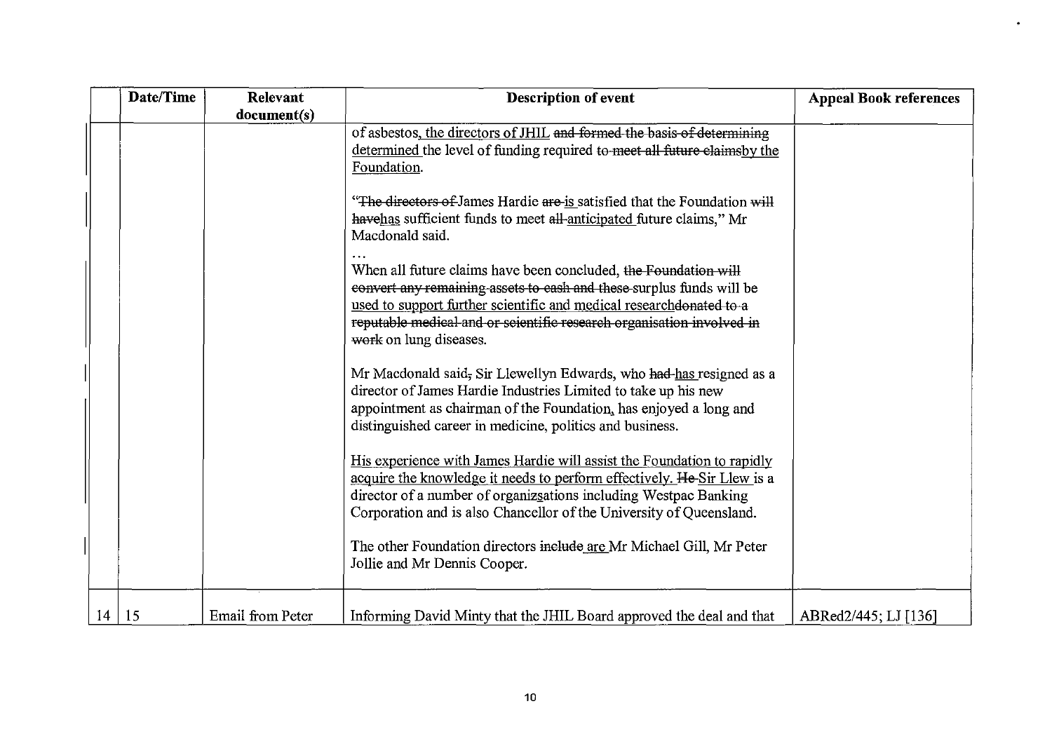| | Date/Time | Relevant document(s) | Description of event | Appeal Book references |
|---|---|---|---|---|
| | | | of asbestos<u>, the directors of JHIL</u> ~~and formed the basis of determining~~ <u>determined</u> the level of funding required ~~to meet all future claims~~<u>by the Foundation</u>.<br><br>"~~The directors of~~ James Hardie ~~are~~ <u>is</u> satisfied that the Foundation ~~will have~~<u>has</u> sufficient funds to meet ~~all~~ <u>anticipated</u> future claims," Mr Macdonald said.<br><br>…<br>When all future claims have been concluded, ~~the Foundation will convert any remaining assets to cash and these~~ surplus funds will be <u>used to support further scientific and medical research</u>~~donated to a reputable medical and or scientific research organisation involved in work~~ on lung diseases.<br><br>Mr Macdonald said~~,~~ Sir Llewellyn Edwards, who ~~had~~ <u>has</u> resigned as a director of James Hardie Industries Limited to take up his new appointment as chairman of the Foundation<u>,</u> has enjoyed a long and distinguished career in medicine, politics and business.<br><br><u>His experience with James Hardie will assist the Foundation to rapidly acquire the knowledge it needs to perform effectively.</u> ~~He~~ <u>Sir Llew</u> is a director of a number of organi~~z~~<u>s</u>ations including Westpac Banking Corporation and is also Chancellor of the University of Queensland.<br><br>The other Foundation directors ~~include~~ <u>are</u> Mr Michael Gill, Mr Peter Jollie and Mr Dennis Cooper. | |
| 14 | 15 | Email from Peter | Informing David Minty that the JHIL Board approved the deal and that | ABRed2/445; LJ [136] |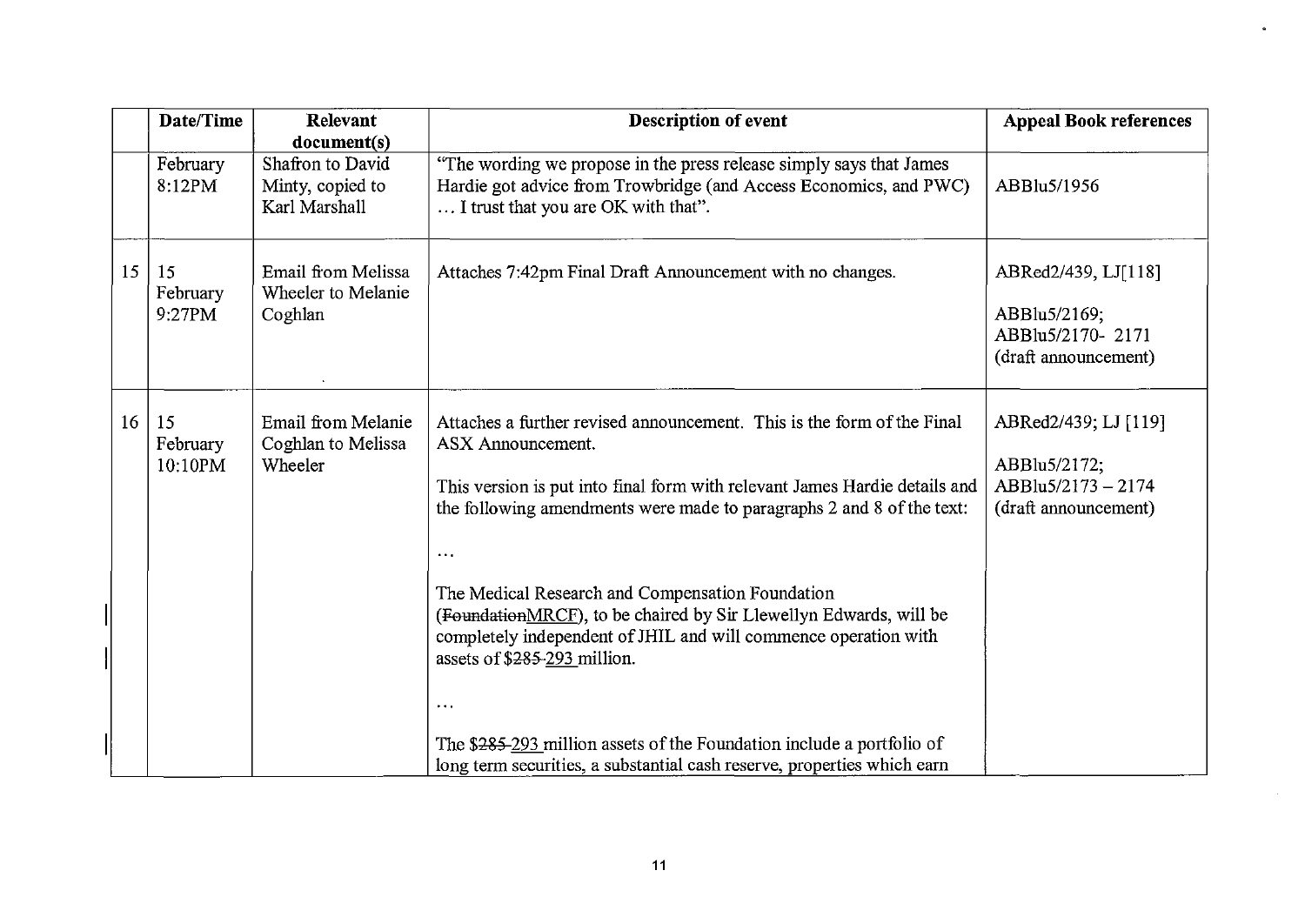| | Date/Time | Relevant document(s) | Description of event | Appeal Book references |
|---|---|---|---|---|
| | February 8:12PM | Shafron to David Minty, copied to Karl Marshall | "The wording we propose in the press release simply says that James Hardie got advice from Trowbridge (and Access Economics, and PWC) … I trust that you are OK with that". | ABBlu5/1956 |
| 15 | 15 February 9:27PM | Email from Melissa Wheeler to Melanie Coghlan | Attaches 7:42pm Final Draft Announcement with no changes. | ABRed2/439, LJ[118]<br><br>ABBlu5/2169; ABBlu5/2170- 2171 (draft announcement) |
| 16 | 15 February 10:10PM | Email from Melanie Coghlan to Melissa Wheeler | Attaches a further revised announcement. This is the form of the Final ASX Announcement.<br><br>This version is put into final form with relevant James Hardie details and the following amendments were made to paragraphs 2 and 8 of the text:<br><br>…<br><br>The Medical Research and Compensation Foundation (~~Foundation~~MRCF), to be chaired by Sir Llewellyn Edwards, will be completely independent of JHIL and will commence operation with assets of $~~285~~ 293 million.<br><br>…<br><br>The $~~285~~ 293 million assets of the Foundation include a portfolio of long term securities, a substantial cash reserve, properties which earn | ABRed2/439; LJ [119]<br><br>ABBlu5/2172; ABBlu5/2173 – 2174 (draft announcement) |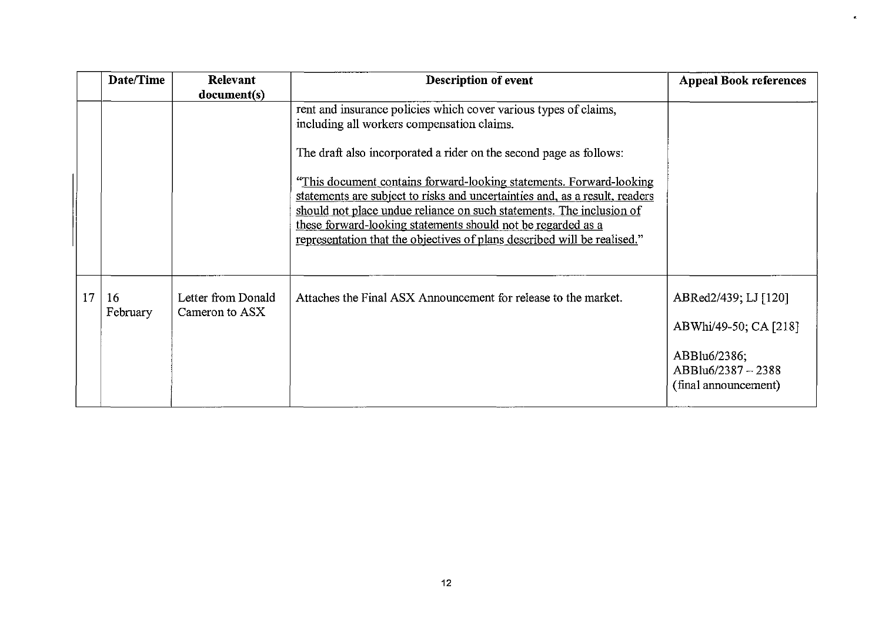| | Date/Time | Relevant document(s) | Description of event | Appeal Book references |
|---|---|---|---|---|
| | | | rent and insurance policies which cover various types of claims, including all workers compensation claims.<br><br>The draft also incorporated a rider on the second page as follows:<br><br>"<u>This document contains forward-looking statements. Forward-looking statements are subject to risks and uncertainties and, as a result, readers should not place undue reliance on such statements. The inclusion of these forward-looking statements should not be regarded as a representation that the objectives of plans described will be realised.</u>" | |
| 17 | 16 February | Letter from Donald Cameron to ASX | Attaches the Final ASX Announcement for release to the market. | ABRed2/439; LJ [120]<br><br>ABWhi/49-50; CA [218]<br><br>ABBlu6/2386; ABBlu6/2387 – 2388 (final announcement) |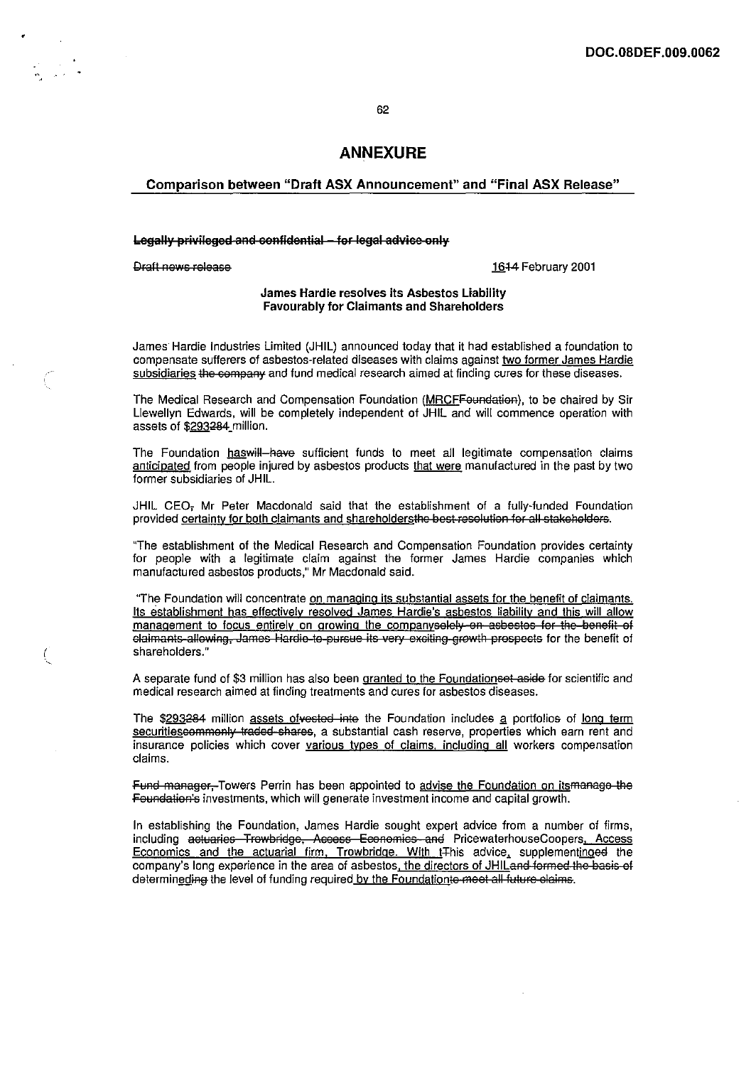## ANNEXURE

### Comparison between "Draft ASX Announcement" and "Final ASX Release"

~~**Legally privileged and confidential – for legal advice only**~~

~~Draft news release~~ <u>16</u>~~14~~ February 2001

**James Hardie resolves its Asbestos Liability Favourably for Claimants and Shareholders**

James Hardie Industries Limited (JHIL) announced today that it had established a foundation to compensate sufferers of asbestos-related diseases with claims against <u>two former James Hardie subsidiaries</u> ~~the company~~ and fund medical research aimed at finding cures for these diseases.

The Medical Research and Compensation Foundation (<u>MRCF</u>~~Foundation~~), to be chaired by Sir Llewellyn Edwards, will be completely independent of JHIL and will commence operation with assets of $<u>293</u>~~284~~ million.

The Foundation <u>has</u>~~will have~~ sufficient funds to meet all legitimate compensation claims <u>anticipated</u> from people injured by asbestos products <u>that were</u> manufactured in the past by two former subsidiaries of JHIL.

JHIL CEO~~,~~ Mr Peter Macdonald said that the establishment of a fully-funded Foundation provided <u>certainty for both claimants and shareholders</u>~~the best resolution for all stakeholders~~.

"The establishment of the Medical Research and Compensation Foundation provides certainty for people with a legitimate claim against the former James Hardie companies which manufactured asbestos products," Mr Macdonald said.

"The Foundation will concentrate <u>on managing its substantial assets for the benefit of claimants. Its establishment has effectively resolved James Hardie's asbestos liability and this will allow management to focus entirely on growing the company</u>~~solely on asbestos for the benefit of claimants allowing, James Hardie to pursue its very exciting growth prospects~~ for the benefit of shareholders."

A separate fund of $3 million has also been <u>granted to the Foundation</u>~~set aside~~ for scientific and medical research aimed at finding treatments and cures for asbestos diseases.

The $<u>293</u>~~284~~ million <u>assets of</u>~~vested into~~ the Foundation includes <u>a</u> portfolios of <u>long term securities</u>~~commonly traded shares~~, a substantial cash reserve, properties which earn rent and insurance policies which cover <u>various types of claims, including all</u> workers compensation claims.

~~Fund manager,~~ Towers Perrin has been appointed to <u>advise the Foundation on its</u>~~manage the Foundation's~~ investments, which will generate investment income and capital growth.

In establishing the Foundation, James Hardie sought expert advice from a number of firms, including ~~actuaries Trowbridge, Access Economics and~~ PricewaterhouseCoopers<u>, Access Economics and the actuarial firm, Trowbridge. With t</u>~~T~~his advice<u>,</u> supplement<u>ing</u>~~ed~~ the company's long experience in the area of asbestos<u>, the directors of JHIL</u>~~and formed the basis of~~ determin<u>ed</u>~~ing~~ the level of funding required<u> by the Foundation</u>~~to meet all future claims~~.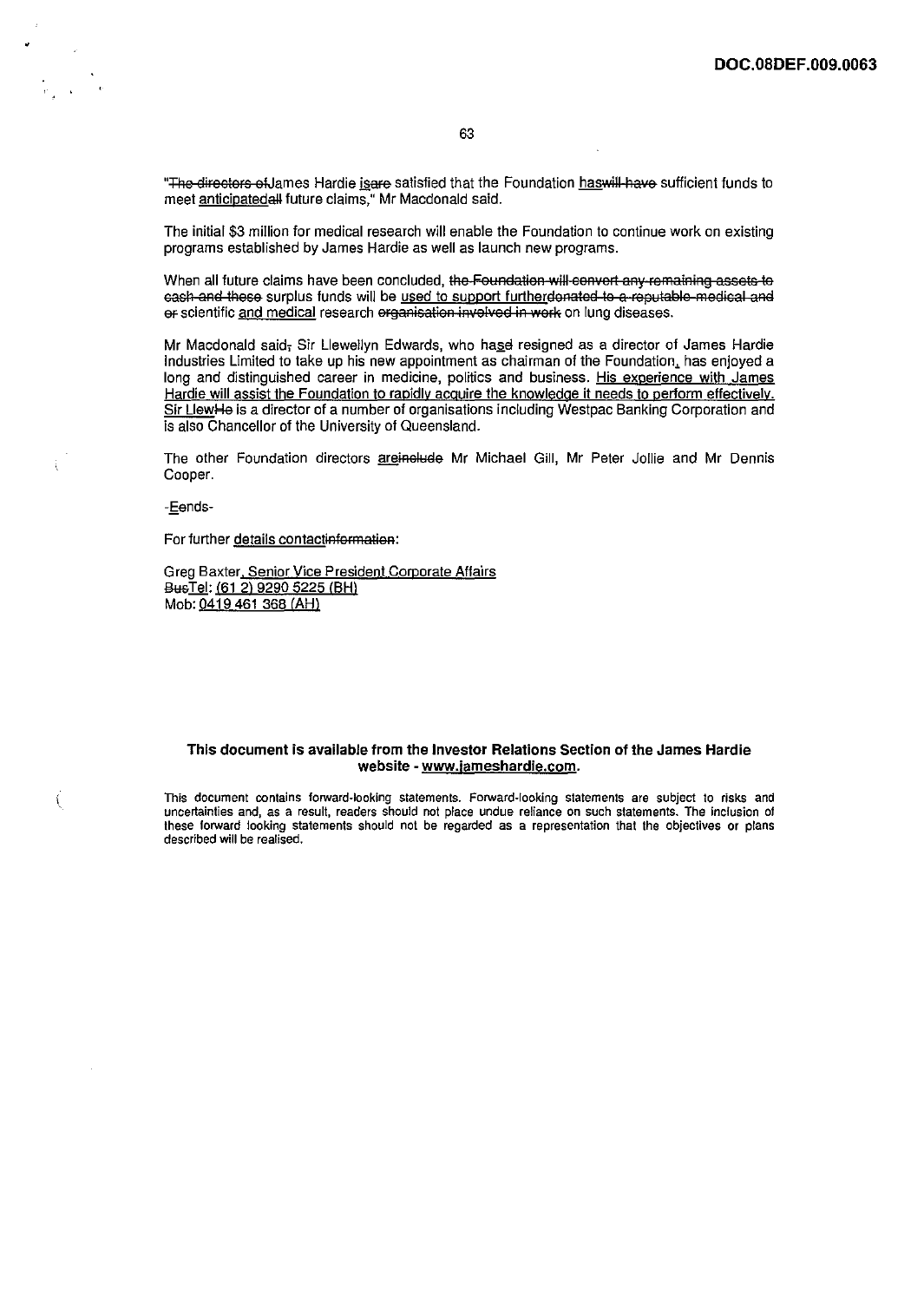"~~The directors of~~James Hardie <u>is</u>~~are~~ satisfied that the Foundation <u>has</u>~~will have~~ sufficient funds to meet <u>anticipated</u>~~all~~ future claims," Mr Macdonald said.

The initial $3 million for medical research will enable the Foundation to continue work on existing programs established by James Hardie as well as launch new programs.

When all future claims have been concluded, ~~the Foundation will convert any remaining assets to cash and these~~ surplus funds will be <u>used to support further</u>~~donated to a reputable medical and or~~ scientific <u>and medical</u> research ~~organisation involved in work~~ on lung diseases.

Mr Macdonald said~~,~~ Sir Llewellyn Edwards, who ha<u>s</u>~~d~~ resigned as a director of James Hardie Industries Limited to take up his new appointment as chairman of the Foundation<u>,</u> has enjoyed a long and distinguished career in medicine, politics and business. <u>His experience with James Hardie will assist the Foundation to rapidly acquire the knowledge it needs to perform effectively.</u> <u>Sir Llew</u>~~He~~ is a director of a number of organisations including Westpac Banking Corporation and is also Chancellor of the University of Queensland.

The other Foundation directors <u>are</u>~~include~~ Mr Michael Gill, Mr Peter Jollie and Mr Dennis Cooper.

-<u>E</u>~~e~~nds-

For further <u>details contact</u>~~information~~:

Greg Baxter<u>, Senior Vice President Corporate Affairs</u>
~~Bus~~<u>Tel</u>: <u>(61 2) 9290 5225 (BH)</u>
Mob: <u>0419 461 368 (AH)</u>

**This document is available from the Investor Relations Section of the James Hardie website - <u>www.jameshardie.com</u>.**

This document contains forward-looking statements. Forward-looking statements are subject to risks and uncertainties and, as a result, readers should not place undue reliance on such statements. The inclusion of these forward looking statements should not be regarded as a representation that the objectives or plans described will be realised.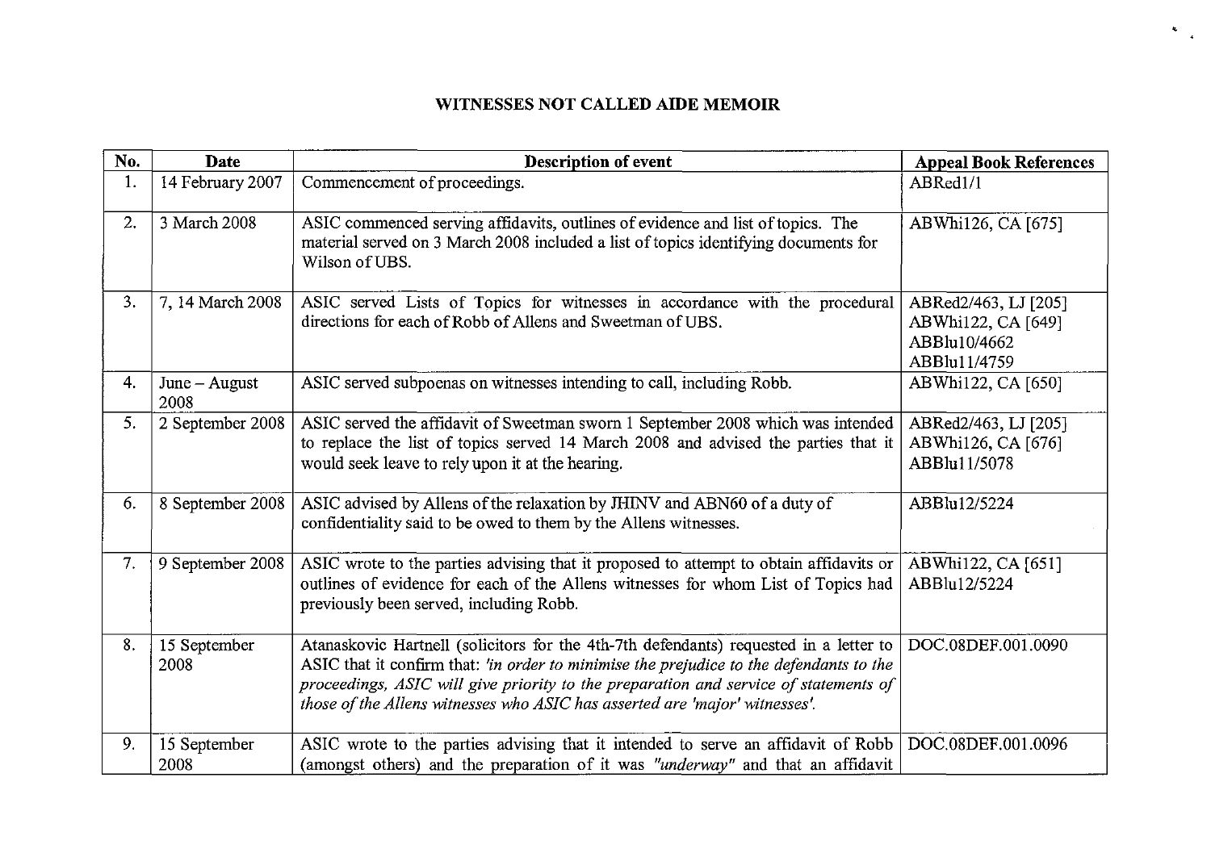## WITNESSES NOT CALLED AIDE MEMOIR

| No. | Date | Description of event | Appeal Book References |
|---|---|---|---|
| 1. | 14 February 2007 | Commencement of proceedings. | ABRed1/1 |
| 2. | 3 March 2008 | ASIC commenced serving affidavits, outlines of evidence and list of topics. The material served on 3 March 2008 included a list of topics identifying documents for Wilson of UBS. | ABWhi126, CA [675] |
| 3. | 7, 14 March 2008 | ASIC served Lists of Topics for witnesses in accordance with the procedural directions for each of Robb of Allens and Sweetman of UBS. | ABRed2/463, LJ [205]<br>ABWhi122, CA [649]<br>ABBlu10/4662<br>ABBlu11/4759 |
| 4. | June – August 2008 | ASIC served subpoenas on witnesses intending to call, including Robb. | ABWhi122, CA [650] |
| 5. | 2 September 2008 | ASIC served the affidavit of Sweetman sworn 1 September 2008 which was intended to replace the list of topics served 14 March 2008 and advised the parties that it would seek leave to rely upon it at the hearing. | ABRed2/463, LJ [205]<br>ABWhi126, CA [676]<br>ABBlu11/5078 |
| 6. | 8 September 2008 | ASIC advised by Allens of the relaxation by JHINV and ABN60 of a duty of confidentiality said to be owed to them by the Allens witnesses. | ABBlu12/5224 |
| 7. | 9 September 2008 | ASIC wrote to the parties advising that it proposed to attempt to obtain affidavits or outlines of evidence for each of the Allens witnesses for whom List of Topics had previously been served, including Robb. | ABWhi122, CA [651]<br>ABBlu12/5224 |
| 8. | 15 September 2008 | Atanaskovic Hartnell (solicitors for the 4th-7th defendants) requested in a letter to ASIC that it confirm that: *'in order to minimise the prejudice to the defendants to the proceedings, ASIC will give priority to the preparation and service of statements of those of the Allens witnesses who ASIC has asserted are 'major' witnesses'.* | DOC.08DEF.001.0090 |
| 9. | 15 September 2008 | ASIC wrote to the parties advising that it intended to serve an affidavit of Robb (amongst others) and the preparation of it was *"underway"* and that an affidavit | DOC.08DEF.001.0096 |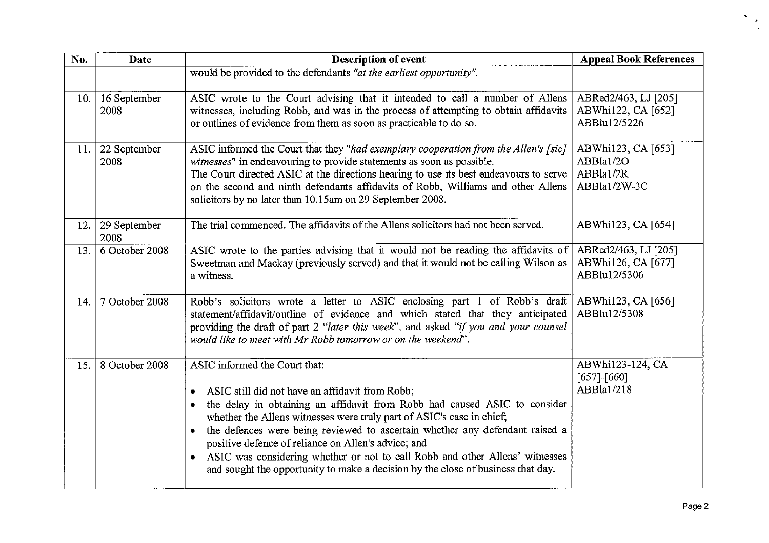| No. | Date | Description of event | Appeal Book References |
|---|---|---|---|
| | | would be provided to the defendants *"at the earliest opportunity"*. | |
| 10. | 16 September 2008 | ASIC wrote to the Court advising that it intended to call a number of Allens witnesses, including Robb, and was in the process of attempting to obtain affidavits or outlines of evidence from them as soon as practicable to do so. | ABRed2/463, LJ [205]<br>ABWhi122, CA [652]<br>ABBlu12/5226 |
| 11. | 22 September 2008 | ASIC informed the Court that they *"had exemplary cooperation from the Allen's [sic] witnesses"* in endeavouring to provide statements as soon as possible.<br>The Court directed ASIC at the directions hearing to use its best endeavours to serve on the second and ninth defendants affidavits of Robb, Williams and other Allens solicitors by no later than 10.15am on 29 September 2008. | ABWhi123, CA [653]<br>ABBla1/2O<br>ABBla1/2R<br>ABBla1/2W-3C |
| 12. | 29 September 2008 | The trial commenced. The affidavits of the Allens solicitors had not been served. | ABWhi123, CA [654] |
| 13. | 6 October 2008 | ASIC wrote to the parties advising that it would not be reading the affidavits of Sweetman and Mackay (previously served) and that it would not be calling Wilson as a witness. | ABRed2/463, LJ [205]<br>ABWhi126, CA [677]<br>ABBlu12/5306 |
| 14. | 7 October 2008 | Robb's solicitors wrote a letter to ASIC enclosing part 1 of Robb's draft statement/affidavit/outline of evidence and which stated that they anticipated providing the draft of part 2 *"later this week"*, and asked *"if you and your counsel would like to meet with Mr Robb tomorrow or on the weekend"*. | ABWhi123, CA [656]<br>ABBlu12/5308 |
| 15. | 8 October 2008 | ASIC informed the Court that:<br>• ASIC still did not have an affidavit from Robb;<br>• the delay in obtaining an affidavit from Robb had caused ASIC to consider whether the Allens witnesses were truly part of ASIC's case in chief;<br>• the defences were being reviewed to ascertain whether any defendant raised a positive defence of reliance on Allen's advice; and<br>• ASIC was considering whether or not to call Robb and other Allens' witnesses and sought the opportunity to make a decision by the close of business that day. | ABWhi123-124, CA [657]-[660]<br>ABBla1/218 |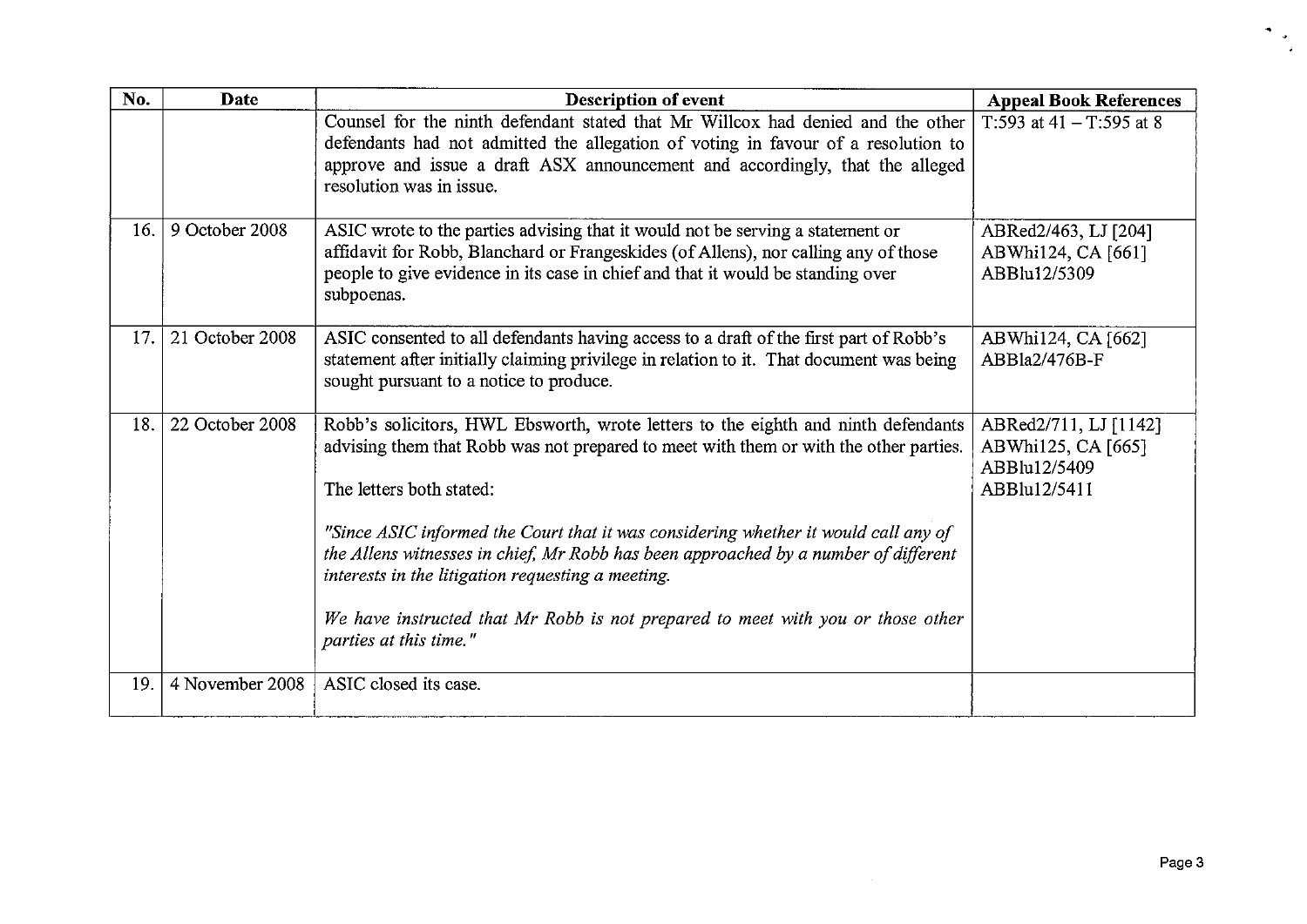| No. | Date | Description of event | Appeal Book References |
|---|---|---|---|
| | | Counsel for the ninth defendant stated that Mr Willcox had denied and the other defendants had not admitted the allegation of voting in favour of a resolution to approve and issue a draft ASX announcement and accordingly, that the alleged resolution was in issue. | T:593 at 41 – T:595 at 8 |
| 16. | 9 October 2008 | ASIC wrote to the parties advising that it would not be serving a statement or affidavit for Robb, Blanchard or Frangeskides (of Allens), nor calling any of those people to give evidence in its case in chief and that it would be standing over subpoenas. | ABRed2/463, LJ [204]<br>ABWhi124, CA [661]<br>ABBlu12/5309 |
| 17. | 21 October 2008 | ASIC consented to all defendants having access to a draft of the first part of Robb's statement after initially claiming privilege in relation to it. That document was being sought pursuant to a notice to produce. | ABWhi124, CA [662]<br>ABBla2/476B-F |
| 18. | 22 October 2008 | Robb's solicitors, HWL Ebsworth, wrote letters to the eighth and ninth defendants advising them that Robb was not prepared to meet with them or with the other parties.<br><br>The letters both stated:<br><br>*"Since ASIC informed the Court that it was considering whether it would call any of the Allens witnesses in chief, Mr Robb has been approached by a number of different interests in the litigation requesting a meeting.*<br><br>*We have instructed that Mr Robb is not prepared to meet with you or those other parties at this time."* | ABRed2/711, LJ [1142]<br>ABWhi125, CA [665]<br>ABBlu12/5409<br>ABBlu12/5411 |
| 19. | 4 November 2008 | ASIC closed its case. | |